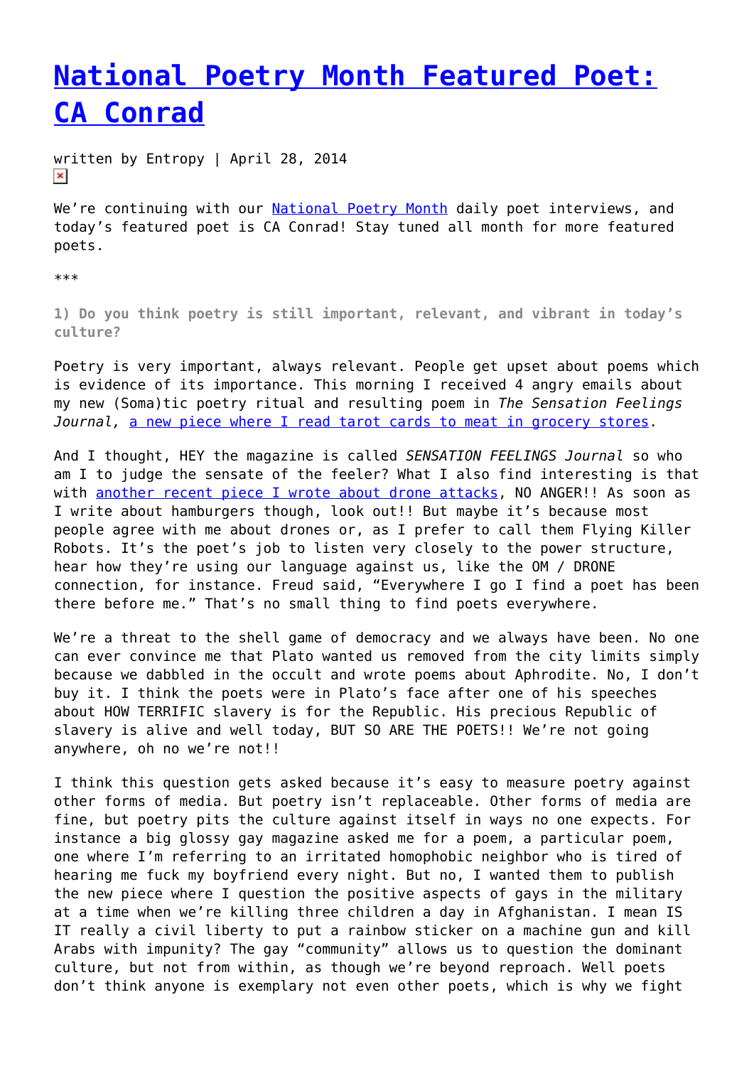# [National Poetry Month Featured Poet: CA Conrad]()

written by Entropy | April 28, 2014

We're continuing with our [National Poetry Month]() daily poet interviews, and today's featured poet is CA Conrad! Stay tuned all month for more featured poets.

***

**1) Do you think poetry is still important, relevant, and vibrant in today's culture?**

Poetry is very important, always relevant. People get upset about poems which is evidence of its importance. This morning I received 4 angry emails about my new (Soma)tic poetry ritual and resulting poem in *The Sensation Feelings Journal,* [a new piece where I read tarot cards to meat in grocery stores]().

And I thought, HEY the magazine is called *SENSATION FEELINGS Journal* so who am I to judge the sensate of the feeler? What I also find interesting is that with [another recent piece I wrote about drone attacks](), NO ANGER!! As soon as I write about hamburgers though, look out!! But maybe it's because most people agree with me about drones or, as I prefer to call them Flying Killer Robots. It's the poet's job to listen very closely to the power structure, hear how they're using our language against us, like the OM / DRONE connection, for instance. Freud said, "Everywhere I go I find a poet has been there before me." That's no small thing to find poets everywhere.

We're a threat to the shell game of democracy and we always have been. No one can ever convince me that Plato wanted us removed from the city limits simply because we dabbled in the occult and wrote poems about Aphrodite. No, I don't buy it. I think the poets were in Plato's face after one of his speeches about HOW TERRIFIC slavery is for the Republic. His precious Republic of slavery is alive and well today, BUT SO ARE THE POETS!! We're not going anywhere, oh no we're not!!

I think this question gets asked because it's easy to measure poetry against other forms of media. But poetry isn't replaceable. Other forms of media are fine, but poetry pits the culture against itself in ways no one expects. For instance a big glossy gay magazine asked me for a poem, a particular poem, one where I'm referring to an irritated homophobic neighbor who is tired of hearing me fuck my boyfriend every night. But no, I wanted them to publish the new piece where I question the positive aspects of gays in the military at a time when we're killing three children a day in Afghanistan. I mean IS IT really a civil liberty to put a rainbow sticker on a machine gun and kill Arabs with impunity? The gay "community" allows us to question the dominant culture, but not from within, as though we're beyond reproach. Well poets don't think anyone is exemplary not even other poets, which is why we fight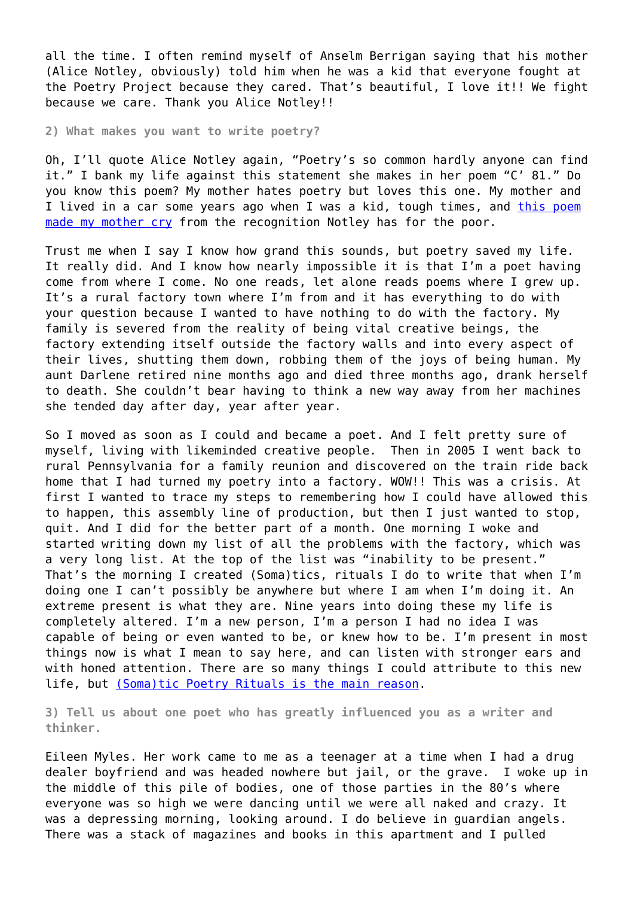all the time. I often remind myself of Anselm Berrigan saying that his mother (Alice Notley, obviously) told him when he was a kid that everyone fought at the Poetry Project because they cared. That's beautiful, I love it!! We fight because we care. Thank you Alice Notley!!

**2) What makes you want to write poetry?**

Oh, I'll quote Alice Notley again, "Poetry's so common hardly anyone can find it." I bank my life against this statement she makes in her poem "C' 81." Do you know this poem? My mother hates poetry but loves this one. My mother and I lived in a car some years ago when I was a kid, tough times, and this poem made my mother cry from the recognition Notley has for the poor.

Trust me when I say I know how grand this sounds, but poetry saved my life. It really did. And I know how nearly impossible it is that I'm a poet having come from where I come. No one reads, let alone reads poems where I grew up. It's a rural factory town where I'm from and it has everything to do with your question because I wanted to have nothing to do with the factory. My family is severed from the reality of being vital creative beings, the factory extending itself outside the factory walls and into every aspect of their lives, shutting them down, robbing them of the joys of being human. My aunt Darlene retired nine months ago and died three months ago, drank herself to death. She couldn't bear having to think a new way away from her machines she tended day after day, year after year.

So I moved as soon as I could and became a poet. And I felt pretty sure of myself, living with likeminded creative people. Then in 2005 I went back to rural Pennsylvania for a family reunion and discovered on the train ride back home that I had turned my poetry into a factory. WOW!! This was a crisis. At first I wanted to trace my steps to remembering how I could have allowed this to happen, this assembly line of production, but then I just wanted to stop, quit. And I did for the better part of a month. One morning I woke and started writing down my list of all the problems with the factory, which was a very long list. At the top of the list was "inability to be present." That's the morning I created (Soma)tics, rituals I do to write that when I'm doing one I can't possibly be anywhere but where I am when I'm doing it. An extreme present is what they are. Nine years into doing these my life is completely altered. I'm a new person, I'm a person I had no idea I was capable of being or even wanted to be, or knew how to be. I'm present in most things now is what I mean to say here, and can listen with stronger ears and with honed attention. There are so many things I could attribute to this new life, but (Soma)tic Poetry Rituals is the main reason.

**3) Tell us about one poet who has greatly influenced you as a writer and thinker.**

Eileen Myles. Her work came to me as a teenager at a time when I had a drug dealer boyfriend and was headed nowhere but jail, or the grave. I woke up in the middle of this pile of bodies, one of those parties in the 80's where everyone was so high we were dancing until we were all naked and crazy. It was a depressing morning, looking around. I do believe in guardian angels. There was a stack of magazines and books in this apartment and I pulled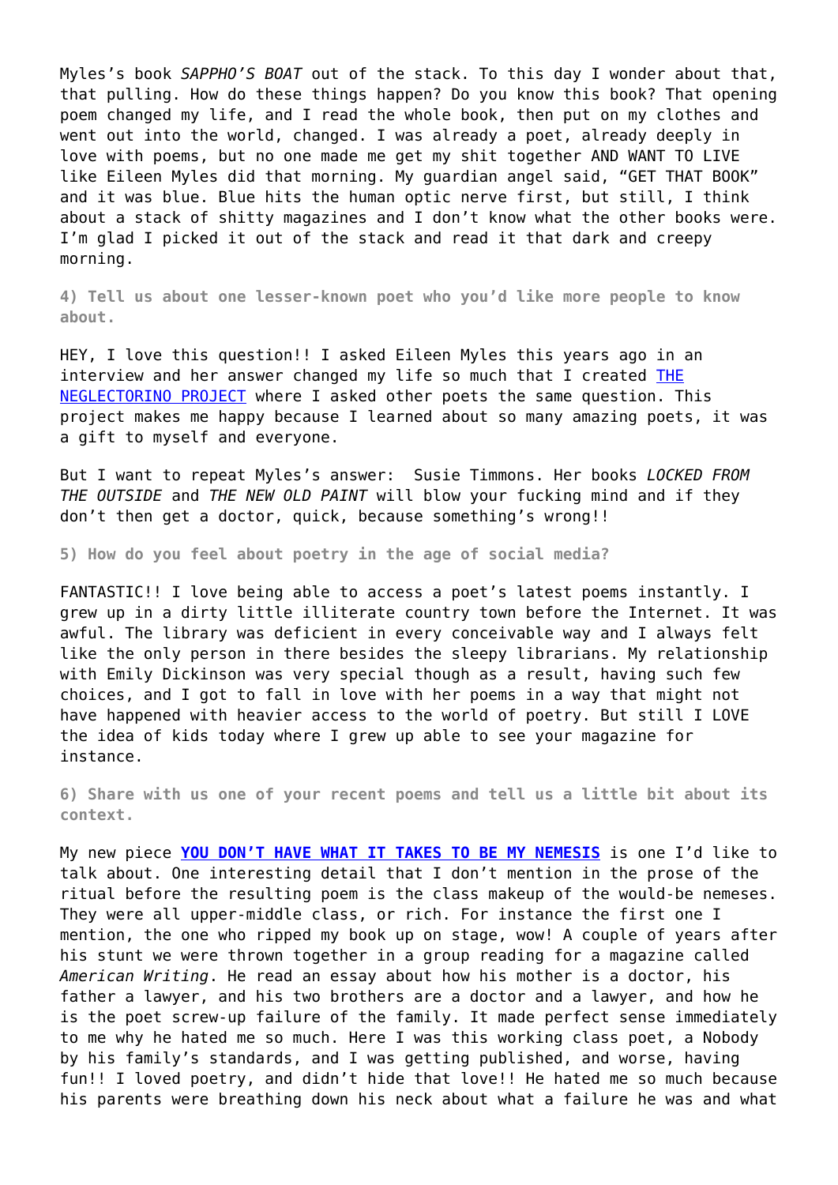Myles’s book *SAPPHO’S BOAT* out of the stack. To this day I wonder about that, that pulling. How do these things happen? Do you know this book? That opening poem changed my life, and I read the whole book, then put on my clothes and went out into the world, changed. I was already a poet, already deeply in love with poems, but no one made me get my shit together AND WANT TO LIVE like Eileen Myles did that morning. My guardian angel said, “GET THAT BOOK” and it was blue. Blue hits the human optic nerve first, but still, I think about a stack of shitty magazines and I don’t know what the other books were. I’m glad I picked it out of the stack and read it that dark and creepy morning.

**4) Tell us about one lesser-known poet who you’d like more people to know about.**

HEY, I love this question!! I asked Eileen Myles this years ago in an interview and her answer changed my life so much that I created THE NEGLECTORINO PROJECT where I asked other poets the same question. This project makes me happy because I learned about so many amazing poets, it was a gift to myself and everyone.

But I want to repeat Myles’s answer:  Susie Timmons. Her books *LOCKED FROM THE OUTSIDE* and *THE NEW OLD PAINT* will blow your fucking mind and if they don’t then get a doctor, quick, because something’s wrong!!

**5) How do you feel about poetry in the age of social media?**

FANTASTIC!! I love being able to access a poet’s latest poems instantly. I grew up in a dirty little illiterate country town before the Internet. It was awful. The library was deficient in every conceivable way and I always felt like the only person in there besides the sleepy librarians. My relationship with Emily Dickinson was very special though as a result, having such few choices, and I got to fall in love with her poems in a way that might not have happened with heavier access to the world of poetry. But still I LOVE the idea of kids today where I grew up able to see your magazine for instance.

**6) Share with us one of your recent poems and tell us a little bit about its context.**

My new piece **YOU DON’T HAVE WHAT IT TAKES TO BE MY NEMESIS** is one I’d like to talk about. One interesting detail that I don’t mention in the prose of the ritual before the resulting poem is the class makeup of the would-be nemeses. They were all upper-middle class, or rich. For instance the first one I mention, the one who ripped my book up on stage, wow! A couple of years after his stunt we were thrown together in a group reading for a magazine called *American Writing*. He read an essay about how his mother is a doctor, his father a lawyer, and his two brothers are a doctor and a lawyer, and how he is the poet screw-up failure of the family. It made perfect sense immediately to me why he hated me so much. Here I was this working class poet, a Nobody by his family’s standards, and I was getting published, and worse, having fun!! I loved poetry, and didn’t hide that love!! He hated me so much because his parents were breathing down his neck about what a failure he was and what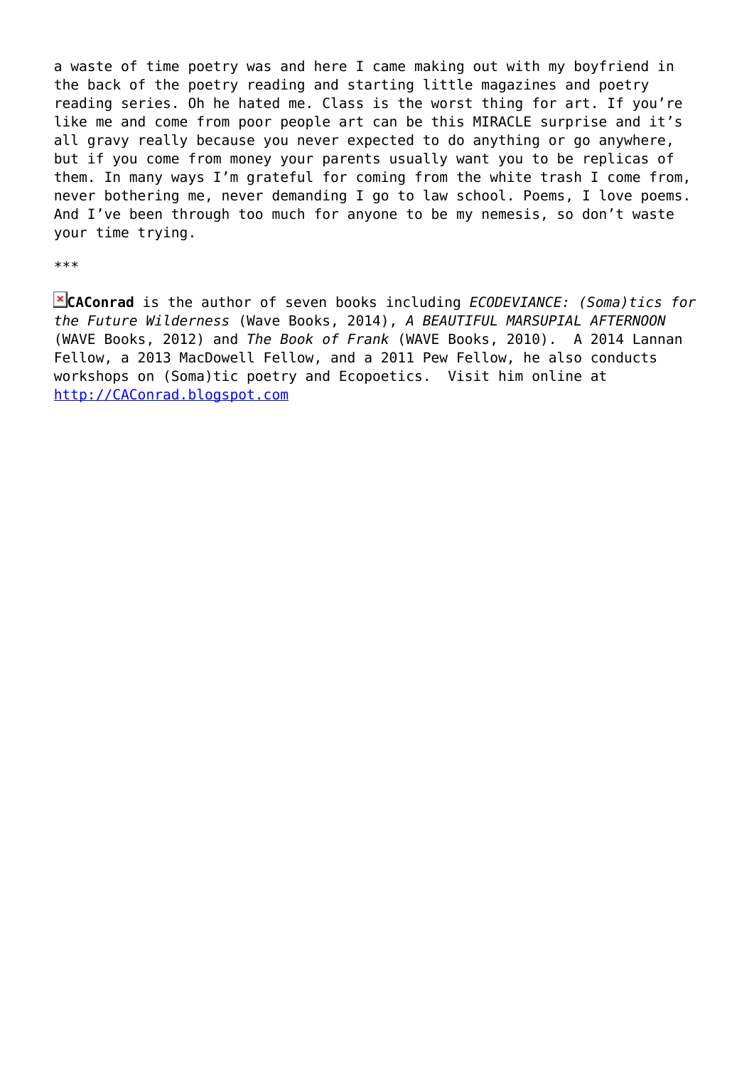a waste of time poetry was and here I came making out with my boyfriend in the back of the poetry reading and starting little magazines and poetry reading series. Oh he hated me. Class is the worst thing for art. If you're like me and come from poor people art can be this MIRACLE surprise and it's all gravy really because you never expected to do anything or go anywhere, but if you come from money your parents usually want you to be replicas of them. In many ways I'm grateful for coming from the white trash I come from, never bothering me, never demanding I go to law school. Poems, I love poems. And I've been through too much for anyone to be my nemesis, so don't waste your time trying.

***

**CAConrad** is the author of seven books including *ECODEVIANCE: (Soma)tics for the Future Wilderness* (Wave Books, 2014), *A BEAUTIFUL MARSUPIAL AFTERNOON* (WAVE Books, 2012) and *The Book of Frank* (WAVE Books, 2010). A 2014 Lannan Fellow, a 2013 MacDowell Fellow, and a 2011 Pew Fellow, he also conducts workshops on (Soma)tic poetry and Ecopoetics. Visit him online at http://CAConrad.blogspot.com